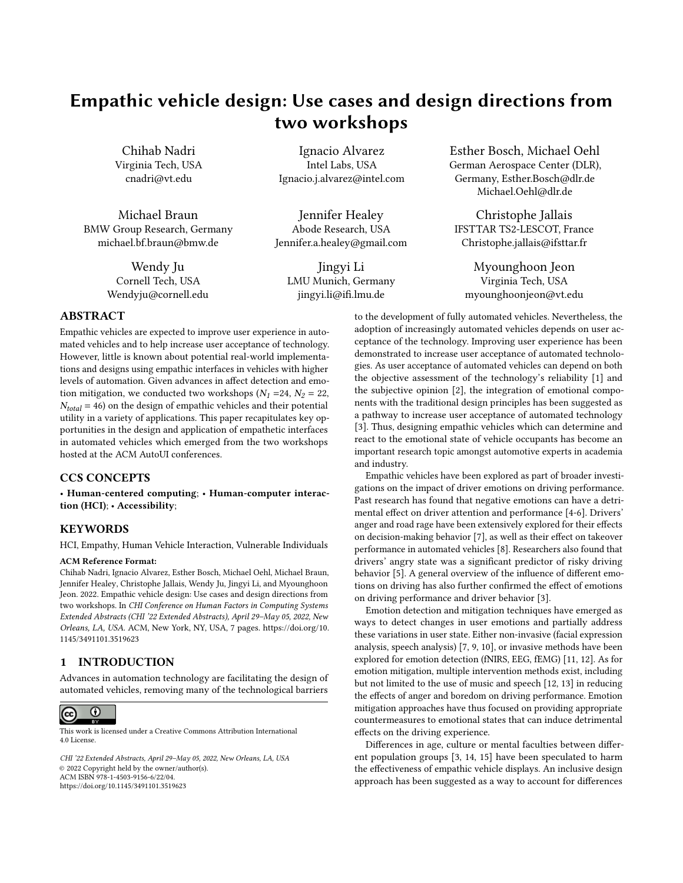# Empathic vehicle design: Use cases and design directions from two workshops

Chihab Nadri
Virginia Tech, USA
cnadri@vt.edu

Ignacio Alvarez
Intel Labs, USA
Ignacio.j.alvarez@intel.com

Esther Bosch, Michael Oehl
German Aerospace Center (DLR), Germany, Esther.Bosch@dlr.de
Michael.Oehl@dlr.de

Michael Braun
BMW Group Research, Germany
michael.bf.braun@bmw.de

Jennifer Healey
Abode Research, USA
Jennifer.a.healey@gmail.com

Christophe Jallais
IFSTTAR TS2-LESCOT, France
Christophe.jallais@ifsttar.fr

Wendy Ju
Cornell Tech, USA
Wendyju@cornell.edu

Jingyi Li
LMU Munich, Germany
jingyi.li@ifi.lmu.de

Myounghoon Jeon
Virginia Tech, USA
myounghoonjeon@vt.edu

## ABSTRACT

Empathic vehicles are expected to improve user experience in automated vehicles and to help increase user acceptance of technology. However, little is known about potential real-world implementations and designs using empathic interfaces in vehicles with higher levels of automation. Given advances in affect detection and emotion mitigation, we conducted two workshops ($N_1$ =24, $N_2$ = 22, $N_{total}$ = 46) on the design of empathic vehicles and their potential utility in a variety of applications. This paper recapitulates key opportunities in the design and application of empathetic interfaces in automated vehicles which emerged from the two workshops hosted at the ACM AutoUI conferences.

## CCS CONCEPTS

• **Human-centered computing**; • **Human-computer interaction (HCI)**; • **Accessibility**;

## KEYWORDS

HCI, Empathy, Human Vehicle Interaction, Vulnerable Individuals

**ACM Reference Format:**
Chihab Nadri, Ignacio Alvarez, Esther Bosch, Michael Oehl, Michael Braun, Jennifer Healey, Christophe Jallais, Wendy Ju, Jingyi Li, and Myounghoon Jeon. 2022. Empathic vehicle design: Use cases and design directions from two workshops. In *CHI Conference on Human Factors in Computing Systems Extended Abstracts (CHI '22 Extended Abstracts), April 29–May 05, 2022, New Orleans, LA, USA.* ACM, New York, NY, USA, 7 pages. https://doi.org/10.1145/3491101.3519623

## 1 INTRODUCTION

Advances in automation technology are facilitating the design of automated vehicles, removing many of the technological barriers to the development of fully automated vehicles. Nevertheless, the adoption of increasingly automated vehicles depends on user acceptance of the technology. Improving user experience has been demonstrated to increase user acceptance of automated technologies. As user acceptance of automated vehicles can depend on both the objective assessment of the technology's reliability [1] and the subjective opinion [2], the integration of emotional components with the traditional design principles has been suggested as a pathway to increase user acceptance of automated technology [3]. Thus, designing empathic vehicles which can determine and react to the emotional state of vehicle occupants has become an important research topic amongst automotive experts in academia and industry.

Empathic vehicles have been explored as part of broader investigations on the impact of driver emotions on driving performance. Past research has found that negative emotions can have a detrimental effect on driver attention and performance [4-6]. Drivers' anger and road rage have been extensively explored for their effects on decision-making behavior [7], as well as their effect on takeover performance in automated vehicles [8]. Researchers also found that drivers' angry state was a significant predictor of risky driving behavior [5]. A general overview of the influence of different emotions on driving has also further confirmed the effect of emotions on driving performance and driver behavior [3].

Emotion detection and mitigation techniques have emerged as ways to detect changes in user emotions and partially address these variations in user state. Either non-invasive (facial expression analysis, speech analysis) [7, 9, 10], or invasive methods have been explored for emotion detection (fNIRS, EEG, fEMG) [11, 12]. As for emotion mitigation, multiple intervention methods exist, including but not limited to the use of music and speech [12, 13] in reducing the effects of anger and boredom on driving performance. Emotion mitigation approaches have thus focused on providing appropriate countermeasures to emotional states that can induce detrimental effects on the driving experience.

Differences in age, culture or mental faculties between different population groups [3, 14, 15] have been speculated to harm the effectiveness of empathic vehicle displays. An inclusive design approach has been suggested as a way to account for differences

This work is licensed under a Creative Commons Attribution International 4.0 License.

*CHI '22 Extended Abstracts, April 29–May 05, 2022, New Orleans, LA, USA*
© 2022 Copyright held by the owner/author(s).
ACM ISBN 978-1-4503-9156-6/22/04.
https://doi.org/10.1145/3491101.3519623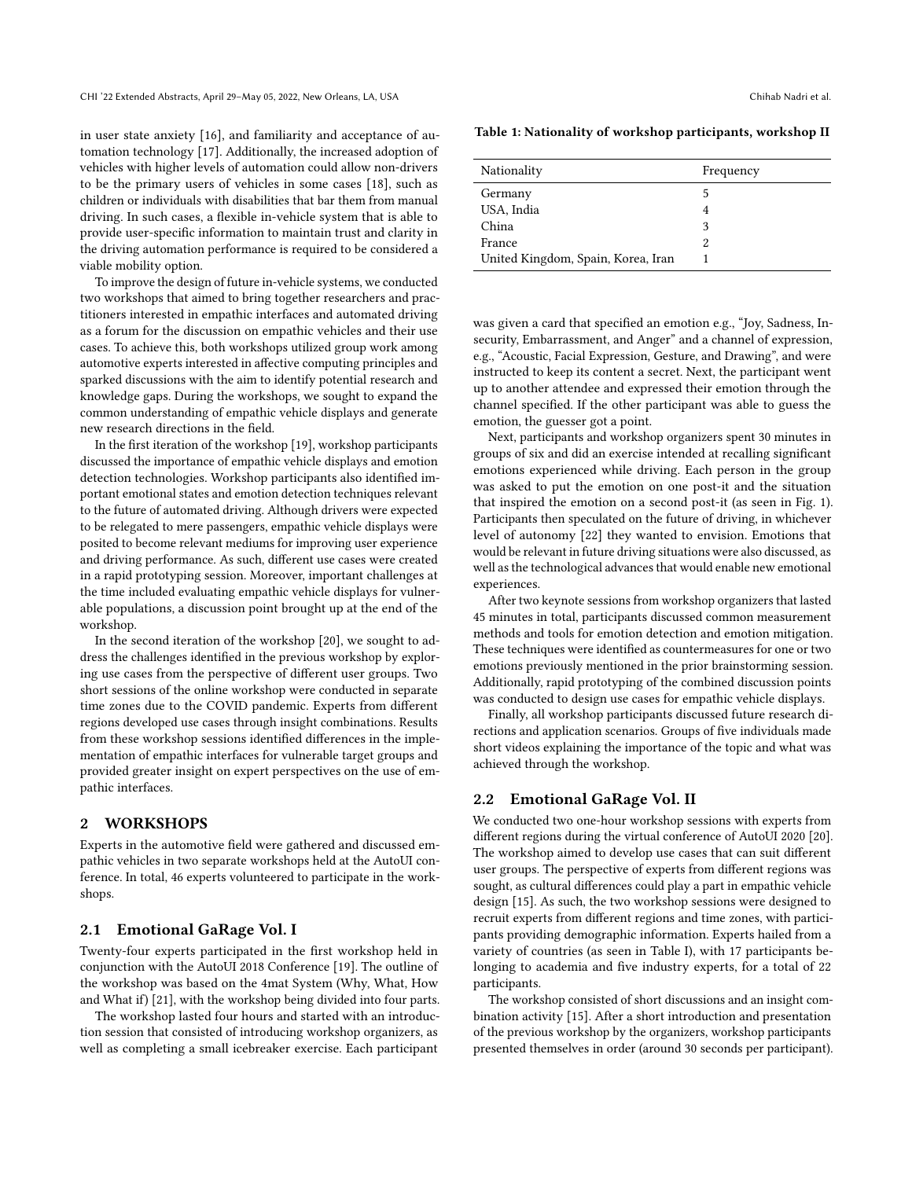in user state anxiety [16], and familiarity and acceptance of automation technology [17]. Additionally, the increased adoption of vehicles with higher levels of automation could allow non-drivers to be the primary users of vehicles in some cases [18], such as children or individuals with disabilities that bar them from manual driving. In such cases, a flexible in-vehicle system that is able to provide user-specific information to maintain trust and clarity in the driving automation performance is required to be considered a viable mobility option.

To improve the design of future in-vehicle systems, we conducted two workshops that aimed to bring together researchers and practitioners interested in empathic interfaces and automated driving as a forum for the discussion on empathic vehicles and their use cases. To achieve this, both workshops utilized group work among automotive experts interested in affective computing principles and sparked discussions with the aim to identify potential research and knowledge gaps. During the workshops, we sought to expand the common understanding of empathic vehicle displays and generate new research directions in the field.

In the first iteration of the workshop [19], workshop participants discussed the importance of empathic vehicle displays and emotion detection technologies. Workshop participants also identified important emotional states and emotion detection techniques relevant to the future of automated driving. Although drivers were expected to be relegated to mere passengers, empathic vehicle displays were posited to become relevant mediums for improving user experience and driving performance. As such, different use cases were created in a rapid prototyping session. Moreover, important challenges at the time included evaluating empathic vehicle displays for vulnerable populations, a discussion point brought up at the end of the workshop.

In the second iteration of the workshop [20], we sought to address the challenges identified in the previous workshop by exploring use cases from the perspective of different user groups. Two short sessions of the online workshop were conducted in separate time zones due to the COVID pandemic. Experts from different regions developed use cases through insight combinations. Results from these workshop sessions identified differences in the implementation of empathic interfaces for vulnerable target groups and provided greater insight on expert perspectives on the use of empathic interfaces.

## 2 WORKSHOPS

Experts in the automotive field were gathered and discussed empathic vehicles in two separate workshops held at the AutoUI conference. In total, 46 experts volunteered to participate in the workshops.

### 2.1 Emotional GaRage Vol. I

Twenty-four experts participated in the first workshop held in conjunction with the AutoUI 2018 Conference [19]. The outline of the workshop was based on the 4mat System (Why, What, How and What if) [21], with the workshop being divided into four parts.

The workshop lasted four hours and started with an introduction session that consisted of introducing workshop organizers, as well as completing a small icebreaker exercise. Each participant was given a card that specified an emotion e.g., "Joy, Sadness, Insecurity, Embarrassment, and Anger" and a channel of expression, e.g., "Acoustic, Facial Expression, Gesture, and Drawing", and were instructed to keep its content a secret. Next, the participant went up to another attendee and expressed their emotion through the channel specified. If the other participant was able to guess the emotion, the guesser got a point.

Next, participants and workshop organizers spent 30 minutes in groups of six and did an exercise intended at recalling significant emotions experienced while driving. Each person in the group was asked to put the emotion on one post-it and the situation that inspired the emotion on a second post-it (as seen in Fig. 1). Participants then speculated on the future of driving, in whichever level of autonomy [22] they wanted to envision. Emotions that would be relevant in future driving situations were also discussed, as well as the technological advances that would enable new emotional experiences.

After two keynote sessions from workshop organizers that lasted 45 minutes in total, participants discussed common measurement methods and tools for emotion detection and emotion mitigation. These techniques were identified as countermeasures for one or two emotions previously mentioned in the prior brainstorming session. Additionally, rapid prototyping of the combined discussion points was conducted to design use cases for empathic vehicle displays.

Finally, all workshop participants discussed future research directions and application scenarios. Groups of five individuals made short videos explaining the importance of the topic and what was achieved through the workshop.

**Table 1: Nationality of workshop participants, workshop II**

| Nationality | Frequency |
|---|---|
| Germany | 5 |
| USA, India | 4 |
| China | 3 |
| France | 2 |
| United Kingdom, Spain, Korea, Iran | 1 |

### 2.2 Emotional GaRage Vol. II

We conducted two one-hour workshop sessions with experts from different regions during the virtual conference of AutoUI 2020 [20]. The workshop aimed to develop use cases that can suit different user groups. The perspective of experts from different regions was sought, as cultural differences could play a part in empathic vehicle design [15]. As such, the two workshop sessions were designed to recruit experts from different regions and time zones, with participants providing demographic information. Experts hailed from a variety of countries (as seen in Table I), with 17 participants belonging to academia and five industry experts, for a total of 22 participants.

The workshop consisted of short discussions and an insight combination activity [15]. After a short introduction and presentation of the previous workshop by the organizers, workshop participants presented themselves in order (around 30 seconds per participant).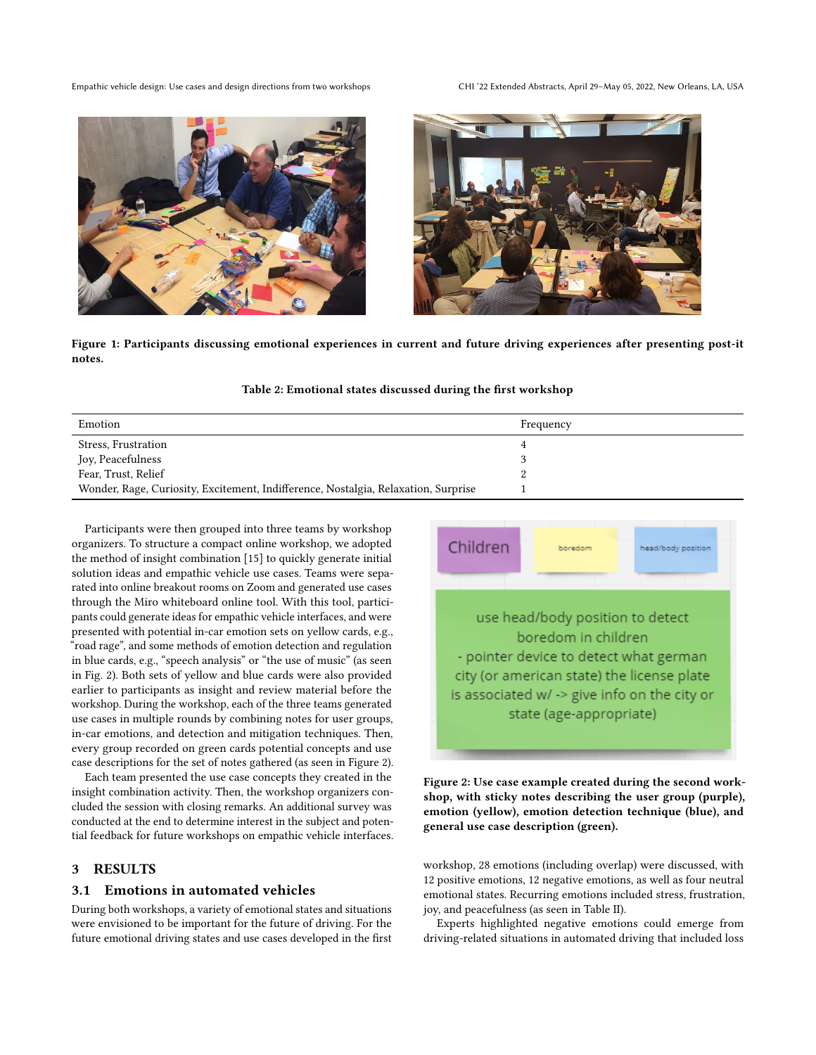Figure 1: Participants discussing emotional experiences in current and future driving experiences after presenting post-it notes.

Table 2: Emotional states discussed during the first workshop

| Emotion | Frequency |
|---|---|
| Stress, Frustration | 4 |
| Joy, Peacefulness | 3 |
| Fear, Trust, Relief | 2 |
| Wonder, Rage, Curiosity, Excitement, Indifference, Nostalgia, Relaxation, Surprise | 1 |

Participants were then grouped into three teams by workshop organizers. To structure a compact online workshop, we adopted the method of insight combination [15] to quickly generate initial solution ideas and empathic vehicle use cases. Teams were separated into online breakout rooms on Zoom and generated use cases through the Miro whiteboard online tool. With this tool, participants could generate ideas for empathic vehicle interfaces, and were presented with potential in-car emotion sets on yellow cards, e.g., "road rage", and some methods of emotion detection and regulation in blue cards, e.g., "speech analysis" or "the use of music" (as seen in Fig. 2). Both sets of yellow and blue cards were also provided earlier to participants as insight and review material before the workshop. During the workshop, each of the three teams generated use cases in multiple rounds by combining notes for user groups, in-car emotions, and detection and mitigation techniques. Then, every group recorded on green cards potential concepts and use case descriptions for the set of notes gathered (as seen in Figure 2).

Each team presented the use case concepts they created in the insight combination activity. Then, the workshop organizers concluded the session with closing remarks. An additional survey was conducted at the end to determine interest in the subject and potential feedback for future workshops on empathic vehicle interfaces.

Figure 2: Use case example created during the second workshop, with sticky notes describing the user group (purple), emotion (yellow), emotion detection technique (blue), and general use case description (green).

## 3 RESULTS

### 3.1 Emotions in automated vehicles

During both workshops, a variety of emotional states and situations were envisioned to be important for the future of driving. For the future emotional driving states and use cases developed in the first workshop, 28 emotions (including overlap) were discussed, with 12 positive emotions, 12 negative emotions, as well as four neutral emotional states. Recurring emotions included stress, frustration, joy, and peacefulness (as seen in Table II).

Experts highlighted negative emotions could emerge from driving-related situations in automated driving that included loss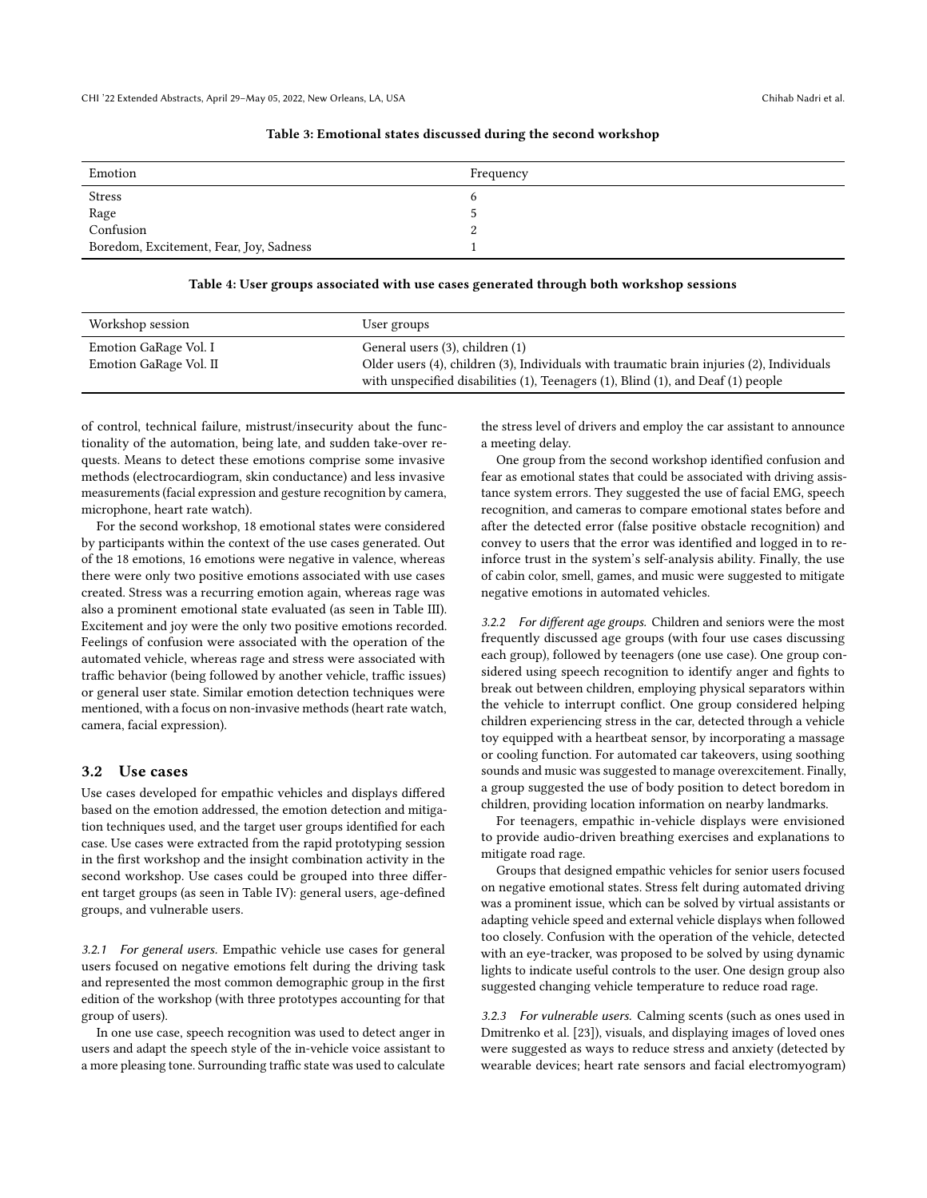**Table 3: Emotional states discussed during the second workshop**

| Emotion | Frequency |
|---|---|
| Stress | 6 |
| Rage | 5 |
| Confusion | 2 |
| Boredom, Excitement, Fear, Joy, Sadness | 1 |

**Table 4: User groups associated with use cases generated through both workshop sessions**

| Workshop session | User groups |
|---|---|
| Emotion GaRage Vol. I | General users (3), children (1) |
| Emotion GaRage Vol. II | Older users (4), children (3), Individuals with traumatic brain injuries (2), Individuals with unspecified disabilities (1), Teenagers (1), Blind (1), and Deaf (1) people |

of control, technical failure, mistrust/insecurity about the functionality of the automation, being late, and sudden take-over requests. Means to detect these emotions comprise some invasive methods (electrocardiogram, skin conductance) and less invasive measurements (facial expression and gesture recognition by camera, microphone, heart rate watch).

For the second workshop, 18 emotional states were considered by participants within the context of the use cases generated. Out of the 18 emotions, 16 emotions were negative in valence, whereas there were only two positive emotions associated with use cases created. Stress was a recurring emotion again, whereas rage was also a prominent emotional state evaluated (as seen in Table III). Excitement and joy were the only two positive emotions recorded. Feelings of confusion were associated with the operation of the automated vehicle, whereas rage and stress were associated with traffic behavior (being followed by another vehicle, traffic issues) or general user state. Similar emotion detection techniques were mentioned, with a focus on non-invasive methods (heart rate watch, camera, facial expression).

## 3.2 Use cases

Use cases developed for empathic vehicles and displays differed based on the emotion addressed, the emotion detection and mitigation techniques used, and the target user groups identified for each case. Use cases were extracted from the rapid prototyping session in the first workshop and the insight combination activity in the second workshop. Use cases could be grouped into three different target groups (as seen in Table IV): general users, age-defined groups, and vulnerable users.

*3.2.1 For general users.* Empathic vehicle use cases for general users focused on negative emotions felt during the driving task and represented the most common demographic group in the first edition of the workshop (with three prototypes accounting for that group of users).

In one use case, speech recognition was used to detect anger in users and adapt the speech style of the in-vehicle voice assistant to a more pleasing tone. Surrounding traffic state was used to calculate the stress level of drivers and employ the car assistant to announce a meeting delay.

One group from the second workshop identified confusion and fear as emotional states that could be associated with driving assistance system errors. They suggested the use of facial EMG, speech recognition, and cameras to compare emotional states before and after the detected error (false positive obstacle recognition) and convey to users that the error was identified and logged in to reinforce trust in the system's self-analysis ability. Finally, the use of cabin color, smell, games, and music were suggested to mitigate negative emotions in automated vehicles.

*3.2.2 For different age groups.* Children and seniors were the most frequently discussed age groups (with four use cases discussing each group), followed by teenagers (one use case). One group considered using speech recognition to identify anger and fights to break out between children, employing physical separators within the vehicle to interrupt conflict. One group considered helping children experiencing stress in the car, detected through a vehicle toy equipped with a heartbeat sensor, by incorporating a massage or cooling function. For automated car takeovers, using soothing sounds and music was suggested to manage overexcitement. Finally, a group suggested the use of body position to detect boredom in children, providing location information on nearby landmarks.

For teenagers, empathic in-vehicle displays were envisioned to provide audio-driven breathing exercises and explanations to mitigate road rage.

Groups that designed empathic vehicles for senior users focused on negative emotional states. Stress felt during automated driving was a prominent issue, which can be solved by virtual assistants or adapting vehicle speed and external vehicle displays when followed too closely. Confusion with the operation of the vehicle, detected with an eye-tracker, was proposed to be solved by using dynamic lights to indicate useful controls to the user. One design group also suggested changing vehicle temperature to reduce road rage.

*3.2.3 For vulnerable users.* Calming scents (such as ones used in Dmitrenko et al. [23]), visuals, and displaying images of loved ones were suggested as ways to reduce stress and anxiety (detected by wearable devices; heart rate sensors and facial electromyogram)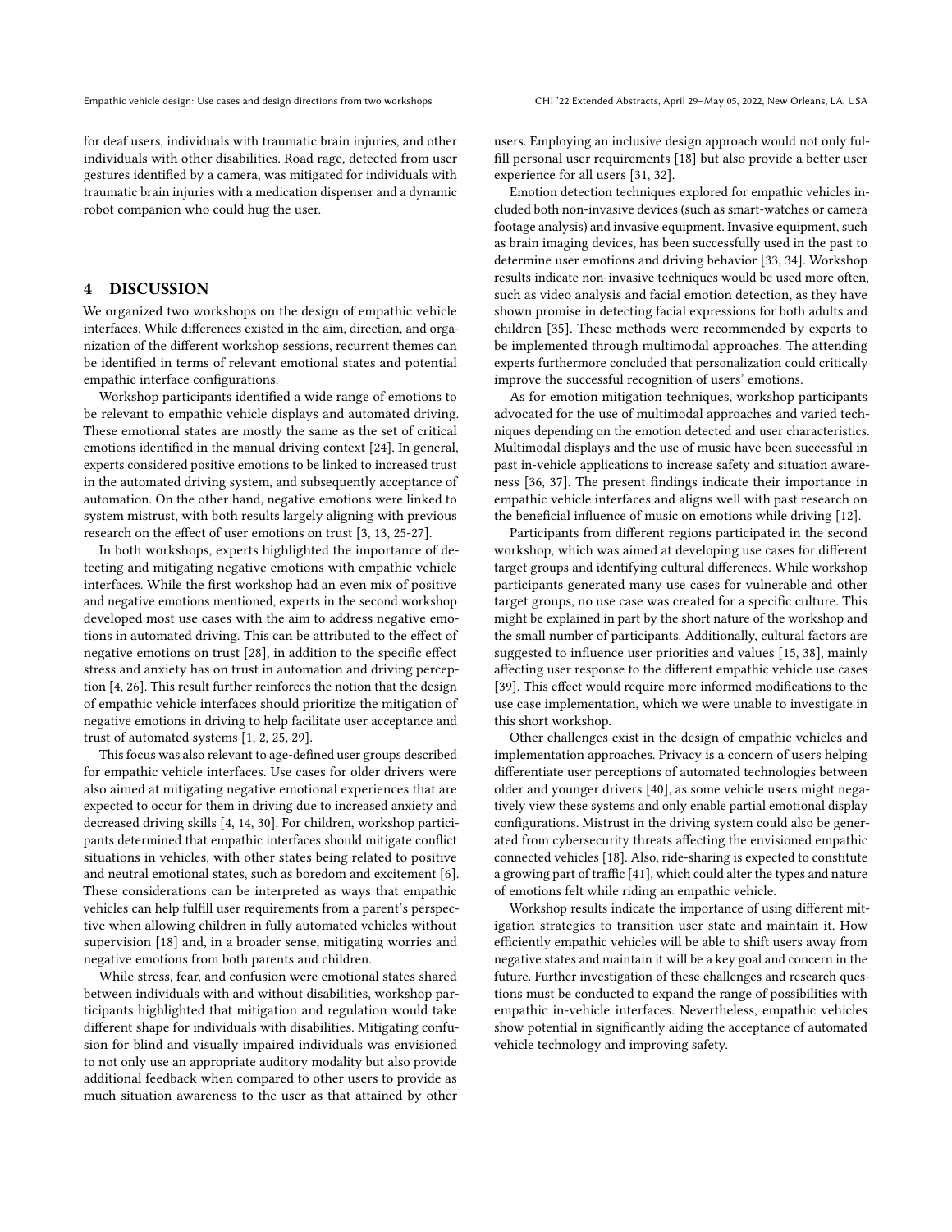for deaf users, individuals with traumatic brain injuries, and other individuals with other disabilities. Road rage, detected from user gestures identified by a camera, was mitigated for individuals with traumatic brain injuries with a medication dispenser and a dynamic robot companion who could hug the user.

## 4 DISCUSSION

We organized two workshops on the design of empathic vehicle interfaces. While differences existed in the aim, direction, and organization of the different workshop sessions, recurrent themes can be identified in terms of relevant emotional states and potential empathic interface configurations.

Workshop participants identified a wide range of emotions to be relevant to empathic vehicle displays and automated driving. These emotional states are mostly the same as the set of critical emotions identified in the manual driving context [24]. In general, experts considered positive emotions to be linked to increased trust in the automated driving system, and subsequently acceptance of automation. On the other hand, negative emotions were linked to system mistrust, with both results largely aligning with previous research on the effect of user emotions on trust [3, 13, 25-27].

In both workshops, experts highlighted the importance of detecting and mitigating negative emotions with empathic vehicle interfaces. While the first workshop had an even mix of positive and negative emotions mentioned, experts in the second workshop developed most use cases with the aim to address negative emotions in automated driving. This can be attributed to the effect of negative emotions on trust [28], in addition to the specific effect stress and anxiety has on trust in automation and driving perception [4, 26]. This result further reinforces the notion that the design of empathic vehicle interfaces should prioritize the mitigation of negative emotions in driving to help facilitate user acceptance and trust of automated systems [1, 2, 25, 29].

This focus was also relevant to age-defined user groups described for empathic vehicle interfaces. Use cases for older drivers were also aimed at mitigating negative emotional experiences that are expected to occur for them in driving due to increased anxiety and decreased driving skills [4, 14, 30]. For children, workshop participants determined that empathic interfaces should mitigate conflict situations in vehicles, with other states being related to positive and neutral emotional states, such as boredom and excitement [6]. These considerations can be interpreted as ways that empathic vehicles can help fulfill user requirements from a parent's perspective when allowing children in fully automated vehicles without supervision [18] and, in a broader sense, mitigating worries and negative emotions from both parents and children.

While stress, fear, and confusion were emotional states shared between individuals with and without disabilities, workshop participants highlighted that mitigation and regulation would take different shape for individuals with disabilities. Mitigating confusion for blind and visually impaired individuals was envisioned to not only use an appropriate auditory modality but also provide additional feedback when compared to other users to provide as much situation awareness to the user as that attained by other users. Employing an inclusive design approach would not only fulfill personal user requirements [18] but also provide a better user experience for all users [31, 32].

Emotion detection techniques explored for empathic vehicles included both non-invasive devices (such as smart-watches or camera footage analysis) and invasive equipment. Invasive equipment, such as brain imaging devices, has been successfully used in the past to determine user emotions and driving behavior [33, 34]. Workshop results indicate non-invasive techniques would be used more often, such as video analysis and facial emotion detection, as they have shown promise in detecting facial expressions for both adults and children [35]. These methods were recommended by experts to be implemented through multimodal approaches. The attending experts furthermore concluded that personalization could critically improve the successful recognition of users' emotions.

As for emotion mitigation techniques, workshop participants advocated for the use of multimodal approaches and varied techniques depending on the emotion detected and user characteristics. Multimodal displays and the use of music have been successful in past in-vehicle applications to increase safety and situation awareness [36, 37]. The present findings indicate their importance in empathic vehicle interfaces and aligns well with past research on the beneficial influence of music on emotions while driving [12].

Participants from different regions participated in the second workshop, which was aimed at developing use cases for different target groups and identifying cultural differences. While workshop participants generated many use cases for vulnerable and other target groups, no use case was created for a specific culture. This might be explained in part by the short nature of the workshop and the small number of participants. Additionally, cultural factors are suggested to influence user priorities and values [15, 38], mainly affecting user response to the different empathic vehicle use cases [39]. This effect would require more informed modifications to the use case implementation, which we were unable to investigate in this short workshop.

Other challenges exist in the design of empathic vehicles and implementation approaches. Privacy is a concern of users helping differentiate user perceptions of automated technologies between older and younger drivers [40], as some vehicle users might negatively view these systems and only enable partial emotional display configurations. Mistrust in the driving system could also be generated from cybersecurity threats affecting the envisioned empathic connected vehicles [18]. Also, ride-sharing is expected to constitute a growing part of traffic [41], which could alter the types and nature of emotions felt while riding an empathic vehicle.

Workshop results indicate the importance of using different mitigation strategies to transition user state and maintain it. How efficiently empathic vehicles will be able to shift users away from negative states and maintain it will be a key goal and concern in the future. Further investigation of these challenges and research questions must be conducted to expand the range of possibilities with empathic in-vehicle interfaces. Nevertheless, empathic vehicles show potential in significantly aiding the acceptance of automated vehicle technology and improving safety.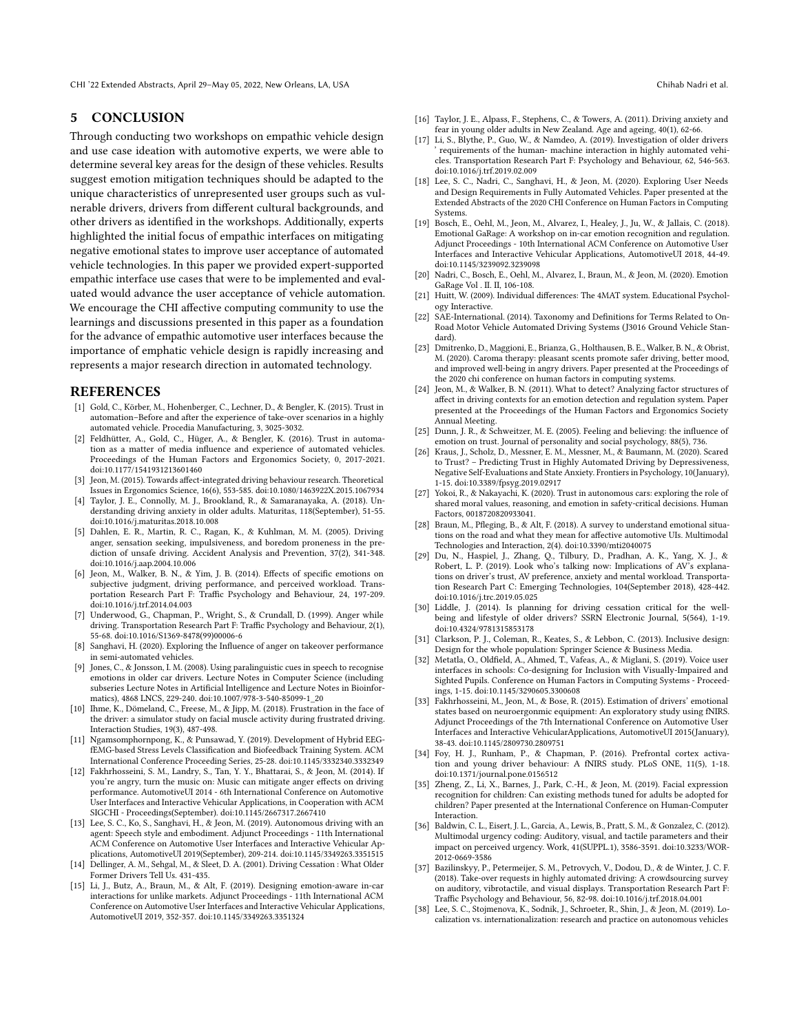## 5 CONCLUSION

Through conducting two workshops on empathic vehicle design and use case ideation with automotive experts, we were able to determine several key areas for the design of these vehicles. Results suggest emotion mitigation techniques should be adapted to the unique characteristics of unrepresented user groups such as vulnerable drivers, drivers from different cultural backgrounds, and other drivers as identified in the workshops. Additionally, experts highlighted the initial focus of empathic interfaces on mitigating negative emotional states to improve user acceptance of automated vehicle technologies. In this paper we provided expert-supported empathic interface use cases that were to be implemented and evaluated would advance the user acceptance of vehicle automation. We encourage the CHI affective computing community to use the learnings and discussions presented in this paper as a foundation for the advance of empathic automotive user interfaces because the importance of emphatic vehicle design is rapidly increasing and represents a major research direction in automated technology.

## REFERENCES

[1] Gold, C., Körber, M., Hohenberger, C., Lechner, D., & Bengler, K. (2015). Trust in automation–Before and after the experience of take-over scenarios in a highly automated vehicle. Procedia Manufacturing, 3, 3025-3032.

[2] Feldhütter, A., Gold, C., Hüger, A., & Bengler, K. (2016). Trust in automation as a matter of media influence and experience of automated vehicles. Proceedings of the Human Factors and Ergonomics Society, 0, 2017-2021. doi:10.1177/1541931213601460

[3] Jeon, M. (2015). Towards affect-integrated driving behaviour research. Theoretical Issues in Ergonomics Science, 16(6), 553-585. doi:10.1080/1463922X.2015.1067934

[4] Taylor, J. E., Connolly, M. J., Brookland, R., & Samaranayaka, A. (2018). Understanding driving anxiety in older adults. Maturitas, 118(September), 51-55. doi:10.1016/j.maturitas.2018.10.008

[5] Dahlen, E. R., Martin, R. C., Ragan, K., & Kuhlman, M. M. (2005). Driving anger, sensation seeking, impulsiveness, and boredom proneness in the prediction of unsafe driving. Accident Analysis and Prevention, 37(2), 341-348. doi:10.1016/j.aap.2004.10.006

[6] Jeon, M., Walker, B. N., & Yim, J. B. (2014). Effects of specific emotions on subjective judgment, driving performance, and perceived workload. Transportation Research Part F: Traffic Psychology and Behaviour, 24, 197-209. doi:10.1016/j.trf.2014.04.003

[7] Underwood, G., Chapman, P., Wright, S., & Crundall, D. (1999). Anger while driving. Transportation Research Part F: Traffic Psychology and Behaviour, 2(1), 55-68. doi:10.1016/S1369-8478(99)00006-6

[8] Sanghavi, H. (2020). Exploring the Influence of anger on takeover performance in semi-automated vehicles.

[9] Jones, C., & Jonsson, I. M. (2008). Using paralinguistic cues in speech to recognise emotions in older car drivers. Lecture Notes in Computer Science (including subseries Lecture Notes in Artificial Intelligence and Lecture Notes in Bioinformatics), 4868 LNCS, 229-240. doi:10.1007/978-3-540-85099-1_20

[10] Ihme, K., Dömeland, C., Freese, M., & Jipp, M. (2018). Frustration in the face of the driver: a simulator study on facial muscle activity during frustrated driving. Interaction Studies, 19(3), 487-498.

[11] Ngamsomphornpong, K., & Punsawad, Y. (2019). Development of Hybrid EEG-fEMG-based Stress Levels Classification and Biofeedback Training System. ACM International Conference Proceeding Series, 25-28. doi:10.1145/3332340.3332349

[12] Fakhrhosseini, S. M., Landry, S., Tan, Y. Y., Bhattarai, S., & Jeon, M. (2014). If you're angry, turn the music on: Music can mitigate anger effects on driving performance. AutomotiveUI 2014 - 6th International Conference on Automotive User Interfaces and Interactive Vehicular Applications, in Cooperation with ACM SIGCHI - Proceedings(September). doi:10.1145/2667317.2667410

[13] Lee, S. C., Ko, S., Sanghavi, H., & Jeon, M. (2019). Autonomous driving with an agent: Speech style and embodiment. Adjunct Proceedings - 11th International ACM Conference on Automotive User Interfaces and Interactive Vehicular Applications, AutomotiveUI 2019(September), 209-214. doi:10.1145/3349263.3351515

[14] Dellinger, A. M., Sehgal, M., & Sleet, D. A. (2001). Driving Cessation : What Older Former Drivers Tell Us. 431-435.

[15] Li, J., Butz, A., Braun, M., & Alt, F. (2019). Designing emotion-aware in-car interactions for unlike markets. Adjunct Proceedings - 11th International ACM Conference on Automotive User Interfaces and Interactive Vehicular Applications, AutomotiveUI 2019, 352-357. doi:10.1145/3349263.3351324

[16] Taylor, J. E., Alpass, F., Stephens, C., & Towers, A. (2011). Driving anxiety and fear in young older adults in New Zealand. Age and ageing, 40(1), 62-66.

[17] Li, S., Blythe, P., Guo, W., & Namdeo, A. (2019). Investigation of older drivers ' requirements of the human- machine interaction in highly automated vehicles. Transportation Research Part F: Psychology and Behaviour, 62, 546-563. doi:10.1016/j.trf.2019.02.009

[18] Lee, S. C., Nadri, C., Sanghavi, H., & Jeon, M. (2020). Exploring User Needs and Design Requirements in Fully Automated Vehicles. Paper presented at the Extended Abstracts of the 2020 CHI Conference on Human Factors in Computing Systems.

[19] Bosch, E., Oehl, M., Jeon, M., Alvarez, I., Healey, J., Ju, W., & Jallais, C. (2018). Emotional GaRage: A workshop on in-car emotion recognition and regulation. Adjunct Proceedings - 10th International ACM Conference on Automotive User Interfaces and Interactive Vehicular Applications, AutomotiveUI 2018, 44-49. doi:10.1145/3239092.3239098

[20] Nadri, C., Bosch, E., Oehl, M., Alvarez, I., Braun, M., & Jeon, M. (2020). Emotion GaRage Vol . II. II, 106-108.

[21] Huitt, W. (2009). Individual differences: The 4MAT system. Educational Psychology Interactive.

[22] SAE-International. (2014). Taxonomy and Definitions for Terms Related to On-Road Motor Vehicle Automated Driving Systems (J3016 Ground Vehicle Standard).

[23] Dmitrenko, D., Maggioni, E., Brianza, G., Holthausen, B. E., Walker, B. N., & Obrist, M. (2020). Caroma therapy: pleasant scents promote safer driving, better mood, and improved well-being in angry drivers. Paper presented at the Proceedings of the 2020 chi conference on human factors in computing systems.

[24] Jeon, M., & Walker, B. N. (2011). What to detect? Analyzing factor structures of affect in driving contexts for an emotion detection and regulation system. Paper presented at the Proceedings of the Human Factors and Ergonomics Society Annual Meeting.

[25] Dunn, J. R., & Schweitzer, M. E. (2005). Feeling and believing: the influence of emotion on trust. Journal of personality and social psychology, 88(5), 736.

[26] Kraus, J., Scholz, D., Messner, E. M., Messner, M., & Baumann, M. (2020). Scared to Trust? – Predicting Trust in Highly Automated Driving by Depressiveness, Negative Self-Evaluations and State Anxiety. Frontiers in Psychology, 10(January), 1-15. doi:10.3389/fpsyg.2019.02917

[27] Yokoi, R., & Nakayachi, K. (2020). Trust in autonomous cars: exploring the role of shared moral values, reasoning, and emotion in safety-critical decisions. Human Factors, 0018720820933041.

[28] Braun, M., Pfleging, B., & Alt, F. (2018). A survey to understand emotional situations on the road and what they mean for affective automotive UIs. Multimodal Technologies and Interaction, 2(4). doi:10.3390/mti2040075

[29] Du, N., Haspiel, J., Zhang, Q., Tilbury, D., Pradhan, A. K., Yang, X. J., & Robert, L. P. (2019). Look who's talking now: Implications of AV's explanations on driver's trust, AV preference, anxiety and mental workload. Transportation Research Part C: Emerging Technologies, 104(September 2018), 428-442. doi:10.1016/j.trc.2019.05.025

[30] Liddle, J. (2014). Is planning for driving cessation critical for the well-being and lifestyle of older drivers? SSRN Electronic Journal, 5(564), 1-19. doi:10.4324/9781315853178

[31] Clarkson, P. J., Coleman, R., Keates, S., & Lebbon, C. (2013). Inclusive design: Design for the whole population: Springer Science & Business Media.

[32] Metatla, O., Oldfield, A., Ahmed, T., Vafeas, A., & Miglani, S. (2019). Voice user interfaces in schools: Co-designing for Inclusion with Visually-Impaired and Sighted Pupils. Conference on Human Factors in Computing Systems - Proceedings, 1-15. doi:10.1145/3290605.3300608

[33] Fakhrhosseini, M., Jeon, M., & Bose, R. (2015). Estimation of drivers' emotional states based on neuroergonmic equipment: An exploratory study using fNIRS. Adjunct Proceedings of the 7th International Conference on Automotive User Interfaces and Interactive VehicularApplications, AutomotiveUI 2015(January), 38-43. doi:10.1145/2809730.2809751

[34] Foy, H. J., Runham, P., & Chapman, P. (2016). Prefrontal cortex activation and young driver behaviour: A fNIRS study. PLoS ONE, 11(5), 1-18. doi:10.1371/journal.pone.0156512

[35] Zheng, Z., Li, X., Barnes, J., Park, C.-H., & Jeon, M. (2019). Facial expression recognition for children: Can existing methods tuned for adults be adopted for children? Paper presented at the International Conference on Human-Computer Interaction.

[36] Baldwin, C. L., Eisert, J. L., Garcia, A., Lewis, B., Pratt, S. M., & Gonzalez, C. (2012). Multimodal urgency coding: Auditory, visual, and tactile parameters and their impact on perceived urgency. Work, 41(SUPPL.1), 3586-3591. doi:10.3233/WOR-2012-0669-3586

[37] Bazilinskyy, P., Petermeijer, S. M., Petrovych, V., Dodou, D., & de Winter, J. C. F. (2018). Take-over requests in highly automated driving: A crowdsourcing survey on auditory, vibrotactile, and visual displays. Transportation Research Part F: Traffic Psychology and Behaviour, 56, 82-98. doi:10.1016/j.trf.2018.04.001

[38] Lee, S. C., Stojmenova, K., Sodnik, J., Schroeter, R., Shin, J., & Jeon, M. (2019). Localization vs. internationalization: research and practice on autonomous vehicles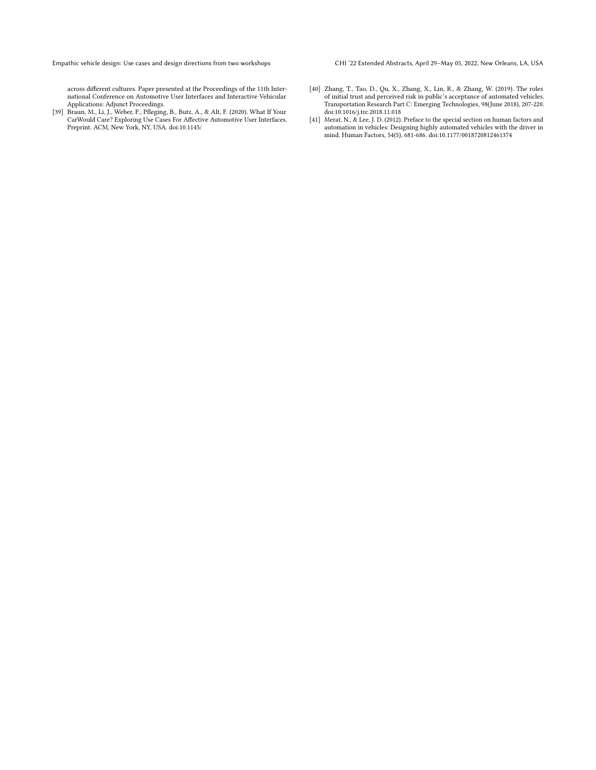across different cultures. Paper presented at the Proceedings of the 11th International Conference on Automotive User Interfaces and Interactive Vehicular Applications: Adjunct Proceedings.

[39] Braun, M., Li, J., Weber, F., Pfleging, B., Butz, A., & Alt, F. (2020). What If Your CarWould Care? Exploring Use Cases For Affective Automotive User Interfaces. Preprint. ACM, New York, NY, USA. doi:10.1145/

[40] Zhang, T., Tao, D., Qu, X., Zhang, X., Lin, R., & Zhang, W. (2019). The roles of initial trust and perceived risk in public's acceptance of automated vehicles. Transportation Research Part C: Emerging Technologies, 98(June 2018), 207-220. doi:10.1016/j.trc.2018.11.018

[41] Merat, N., & Lee, J. D. (2012). Preface to the special section on human factors and automation in vehicles: Designing highly automated vehicles with the driver in mind. Human Factors, 54(5), 681-686. doi:10.1177/0018720812461374